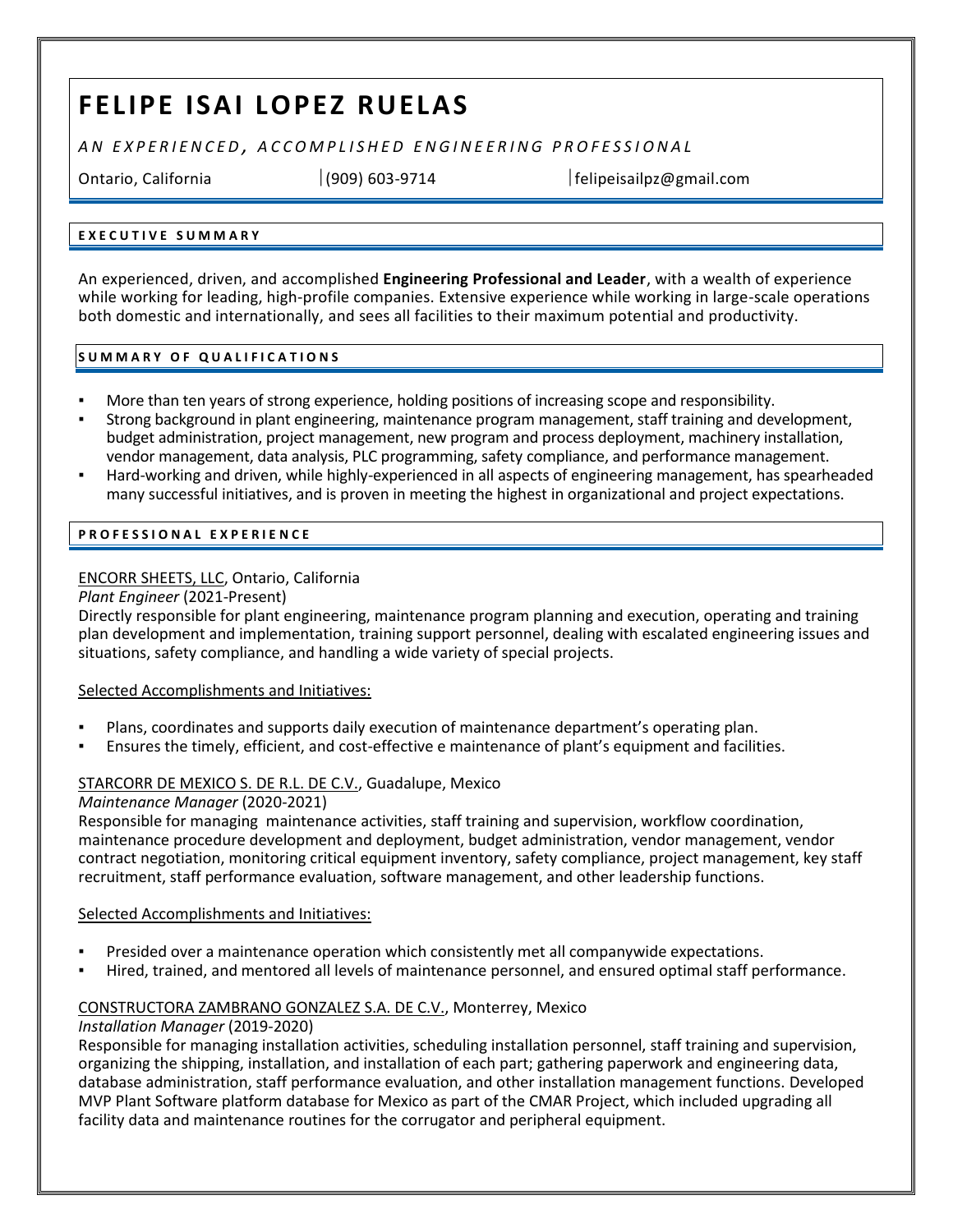# FELIPE ISAI LOPEZ RUELAS

*AN EXPERIENCED, ACCOMPLISHED ENGINEERING PROFESSIONAL*

Ontario, California | (909) 603-9714 | felipeisailpz@gmail.com

## EXECUTIVE SUMMARY

An experienced, driven, and accomplished **Engineering Professional and Leader**, with a wealth of experience while working for leading, high-profile companies. Extensive experience while working in large-scale operations both domestic and internationally, and sees all facilities to their maximum potential and productivity.

## SUMMARY OF QUALIFICATIONS

- More than ten years of strong experience, holding positions of increasing scope and responsibility.
- Strong background in plant engineering, maintenance program management, staff training and development, budget administration, project management, new program and process deployment, machinery installation, vendor management, data analysis, PLC programming, safety compliance, and performance management.
- Hard-working and driven, while highly-experienced in all aspects of engineering management, has spearheaded many successful initiatives, and is proven in meeting the highest in organizational and project expectations.

## PROFESSIONAL EXPERIENCE

ENCORR SHEETS, LLC, Ontario, California
*Plant Engineer* (2021-Present)
Directly responsible for plant engineering, maintenance program planning and execution, operating and training plan development and implementation, training support personnel, dealing with escalated engineering issues and situations, safety compliance, and handling a wide variety of special projects.

Selected Accomplishments and Initiatives:

- Plans, coordinates and supports daily execution of maintenance department's operating plan.
- Ensures the timely, efficient, and cost-effective e maintenance of plant's equipment and facilities.

STARCORR DE MEXICO S. DE R.L. DE C.V., Guadalupe, Mexico
*Maintenance Manager* (2020-2021)
Responsible for managing maintenance activities, staff training and supervision, workflow coordination, maintenance procedure development and deployment, budget administration, vendor management, vendor contract negotiation, monitoring critical equipment inventory, safety compliance, project management, key staff recruitment, staff performance evaluation, software management, and other leadership functions.

Selected Accomplishments and Initiatives:

- Presided over a maintenance operation which consistently met all companywide expectations.
- Hired, trained, and mentored all levels of maintenance personnel, and ensured optimal staff performance.

CONSTRUCTORA ZAMBRANO GONZALEZ S.A. DE C.V., Monterrey, Mexico
*Installation Manager* (2019-2020)
Responsible for managing installation activities, scheduling installation personnel, staff training and supervision, organizing the shipping, installation, and installation of each part; gathering paperwork and engineering data, database administration, staff performance evaluation, and other installation management functions. Developed MVP Plant Software platform database for Mexico as part of the CMAR Project, which included upgrading all facility data and maintenance routines for the corrugator and peripheral equipment.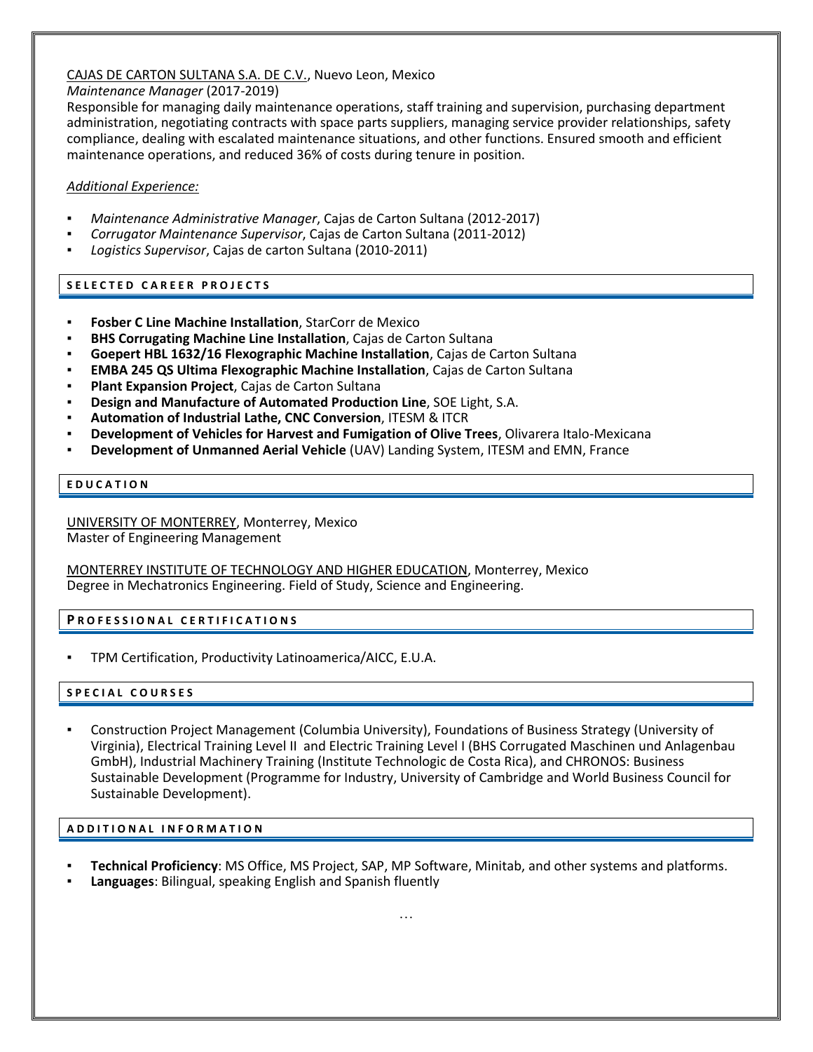CAJAS DE CARTON SULTANA S.A. DE C.V., Nuevo Leon, Mexico

*Maintenance Manager* (2017-2019)

Responsible for managing daily maintenance operations, staff training and supervision, purchasing department administration, negotiating contracts with space parts suppliers, managing service provider relationships, safety compliance, dealing with escalated maintenance situations, and other functions. Ensured smooth and efficient maintenance operations, and reduced 36% of costs during tenure in position.

*Additional Experience:*

- *Maintenance Administrative Manager*, Cajas de Carton Sultana (2012-2017)
- *Corrugator Maintenance Supervisor*, Cajas de Carton Sultana (2011-2012)
- *Logistics Supervisor*, Cajas de carton Sultana (2010-2011)

## SELECTED CAREER PROJECTS

- **Fosber C Line Machine Installation**, StarCorr de Mexico
- **BHS Corrugating Machine Line Installation**, Cajas de Carton Sultana
- **Goepert HBL 1632/16 Flexographic Machine Installation**, Cajas de Carton Sultana
- **EMBA 245 QS Ultima Flexographic Machine Installation**, Cajas de Carton Sultana
- **Plant Expansion Project**, Cajas de Carton Sultana
- **Design and Manufacture of Automated Production Line**, SOE Light, S.A.
- **Automation of Industrial Lathe, CNC Conversion**, ITESM & ITCR
- **Development of Vehicles for Harvest and Fumigation of Olive Trees**, Olivarera Italo-Mexicana
- **Development of Unmanned Aerial Vehicle** (UAV) Landing System, ITESM and EMN, France

## EDUCATION

UNIVERSITY OF MONTERREY, Monterrey, Mexico
Master of Engineering Management

MONTERREY INSTITUTE OF TECHNOLOGY AND HIGHER EDUCATION, Monterrey, Mexico
Degree in Mechatronics Engineering. Field of Study, Science and Engineering.

## PROFESSIONAL CERTIFICATIONS

- TPM Certification, Productivity Latinoamerica/AICC, E.U.A.

## SPECIAL COURSES

- Construction Project Management (Columbia University), Foundations of Business Strategy (University of Virginia), Electrical Training Level II and Electric Training Level I (BHS Corrugated Maschinen und Anlagenbau GmbH), Industrial Machinery Training (Institute Technologic de Costa Rica), and CHRONOS: Business Sustainable Development (Programme for Industry, University of Cambridge and World Business Council for Sustainable Development).

## ADDITIONAL INFORMATION

- **Technical Proficiency**: MS Office, MS Project, SAP, MP Software, Minitab, and other systems and platforms.
- **Languages**: Bilingual, speaking English and Spanish fluently

…